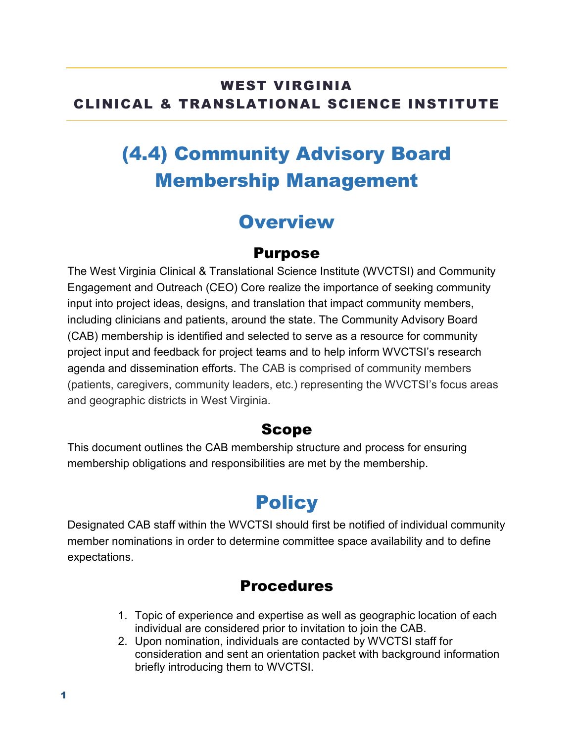**WEST VIRGINIA**
**CLINICAL & TRANSLATIONAL SCIENCE INSTITUTE**

# (4.4) Community Advisory Board Membership Management

## Overview

### Purpose

The West Virginia Clinical & Translational Science Institute (WVCTSI) and Community Engagement and Outreach (CEO) Core realize the importance of seeking community input into project ideas, designs, and translation that impact community members, including clinicians and patients, around the state. The Community Advisory Board (CAB) membership is identified and selected to serve as a resource for community project input and feedback for project teams and to help inform WVCTSI's research agenda and dissemination efforts. The CAB is comprised of community members (patients, caregivers, community leaders, etc.) representing the WVCTSI's focus areas and geographic districts in West Virginia.

### Scope

This document outlines the CAB membership structure and process for ensuring membership obligations and responsibilities are met by the membership.

## Policy

Designated CAB staff within the WVCTSI should first be notified of individual community member nominations in order to determine committee space availability and to define expectations.

### Procedures

1. Topic of experience and expertise as well as geographic location of each individual are considered prior to invitation to join the CAB.
2. Upon nomination, individuals are contacted by WVCTSI staff for consideration and sent an orientation packet with background information briefly introducing them to WVCTSI.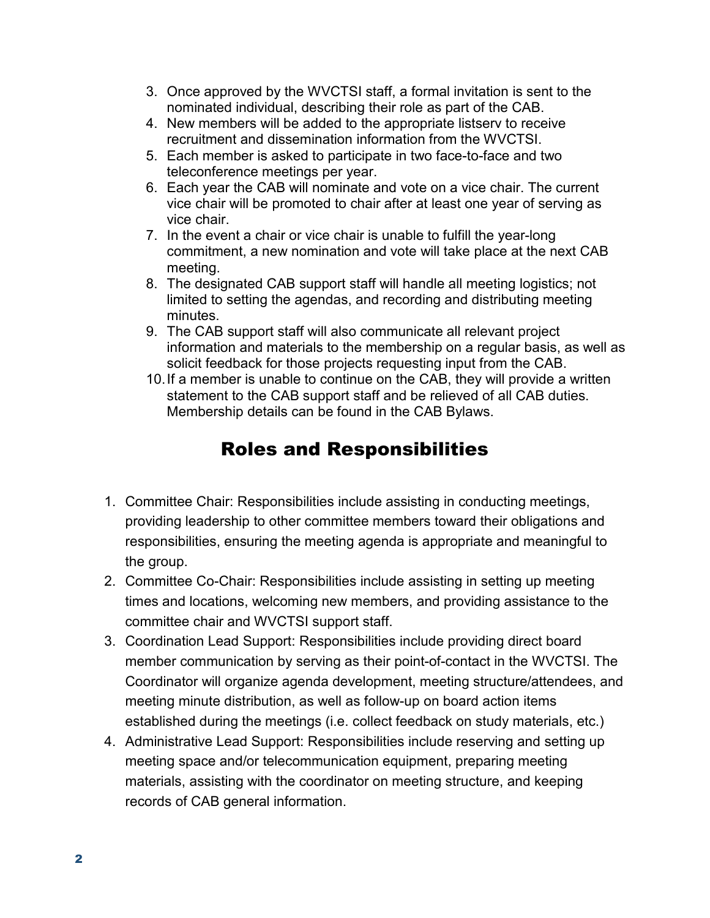3. Once approved by the WVCTSI staff, a formal invitation is sent to the nominated individual, describing their role as part of the CAB.
4. New members will be added to the appropriate listserv to receive recruitment and dissemination information from the WVCTSI.
5. Each member is asked to participate in two face-to-face and two teleconference meetings per year.
6. Each year the CAB will nominate and vote on a vice chair. The current vice chair will be promoted to chair after at least one year of serving as vice chair.
7. In the event a chair or vice chair is unable to fulfill the year-long commitment, a new nomination and vote will take place at the next CAB meeting.
8. The designated CAB support staff will handle all meeting logistics; not limited to setting the agendas, and recording and distributing meeting minutes.
9. The CAB support staff will also communicate all relevant project information and materials to the membership on a regular basis, as well as solicit feedback for those projects requesting input from the CAB.
10. If a member is unable to continue on the CAB, they will provide a written statement to the CAB support staff and be relieved of all CAB duties. Membership details can be found in the CAB Bylaws.

## Roles and Responsibilities

1. Committee Chair: Responsibilities include assisting in conducting meetings, providing leadership to other committee members toward their obligations and responsibilities, ensuring the meeting agenda is appropriate and meaningful to the group.
2. Committee Co-Chair: Responsibilities include assisting in setting up meeting times and locations, welcoming new members, and providing assistance to the committee chair and WVCTSI support staff.
3. Coordination Lead Support: Responsibilities include providing direct board member communication by serving as their point-of-contact in the WVCTSI. The Coordinator will organize agenda development, meeting structure/attendees, and meeting minute distribution, as well as follow-up on board action items established during the meetings (i.e. collect feedback on study materials, etc.)
4. Administrative Lead Support: Responsibilities include reserving and setting up meeting space and/or telecommunication equipment, preparing meeting materials, assisting with the coordinator on meeting structure, and keeping records of CAB general information.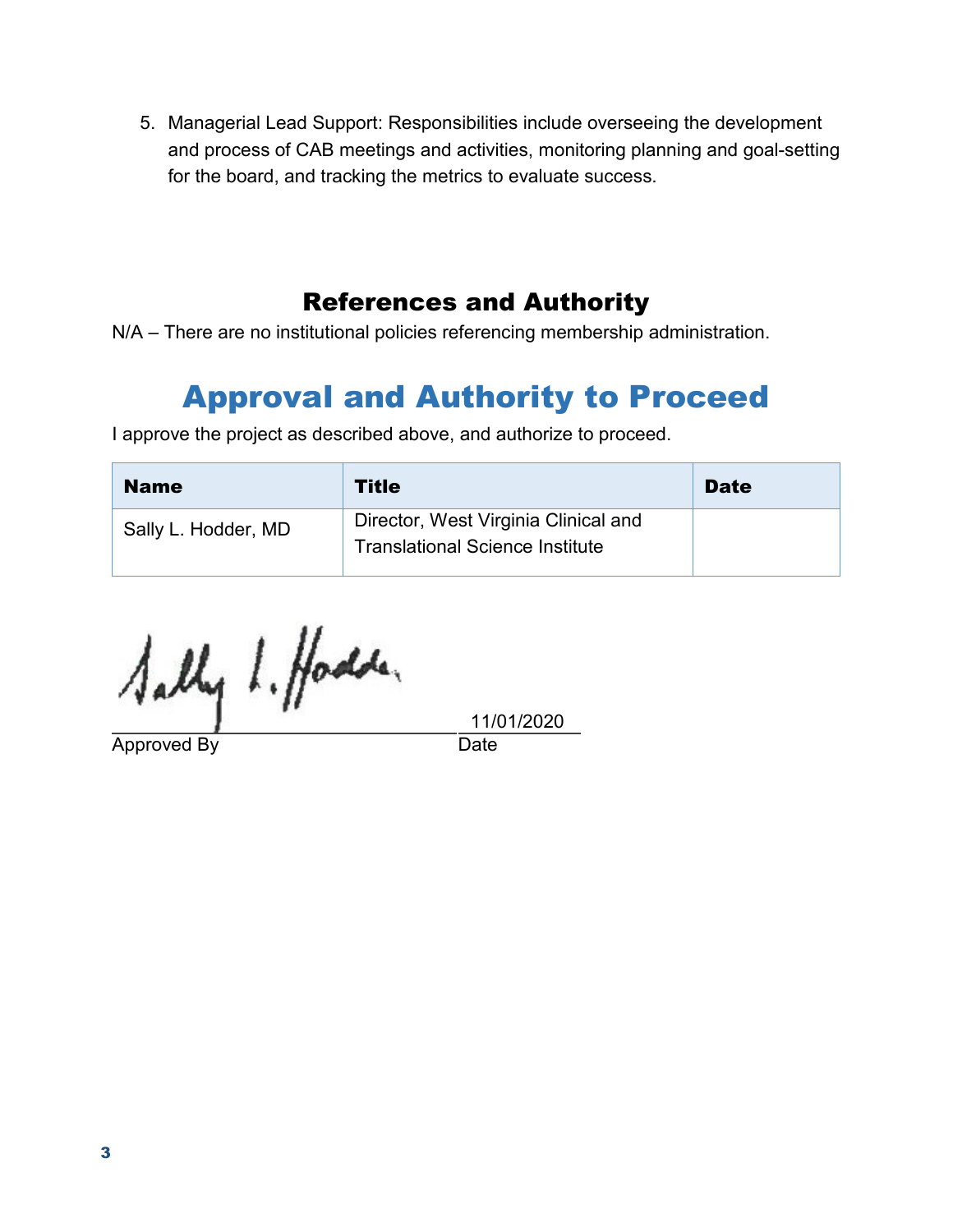5. Managerial Lead Support: Responsibilities include overseeing the development and process of CAB meetings and activities, monitoring planning and goal-setting for the board, and tracking the metrics to evaluate success.

## References and Authority

N/A – There are no institutional policies referencing membership administration.

# Approval and Authority to Proceed

I approve the project as described above, and authorize to proceed.

| Name | Title | Date |
|---|---|---|
| Sally L. Hodder, MD | Director, West Virginia Clinical and Translational Science Institute | |

Sally L. Hodder

Approved By

11/01/2020

Date